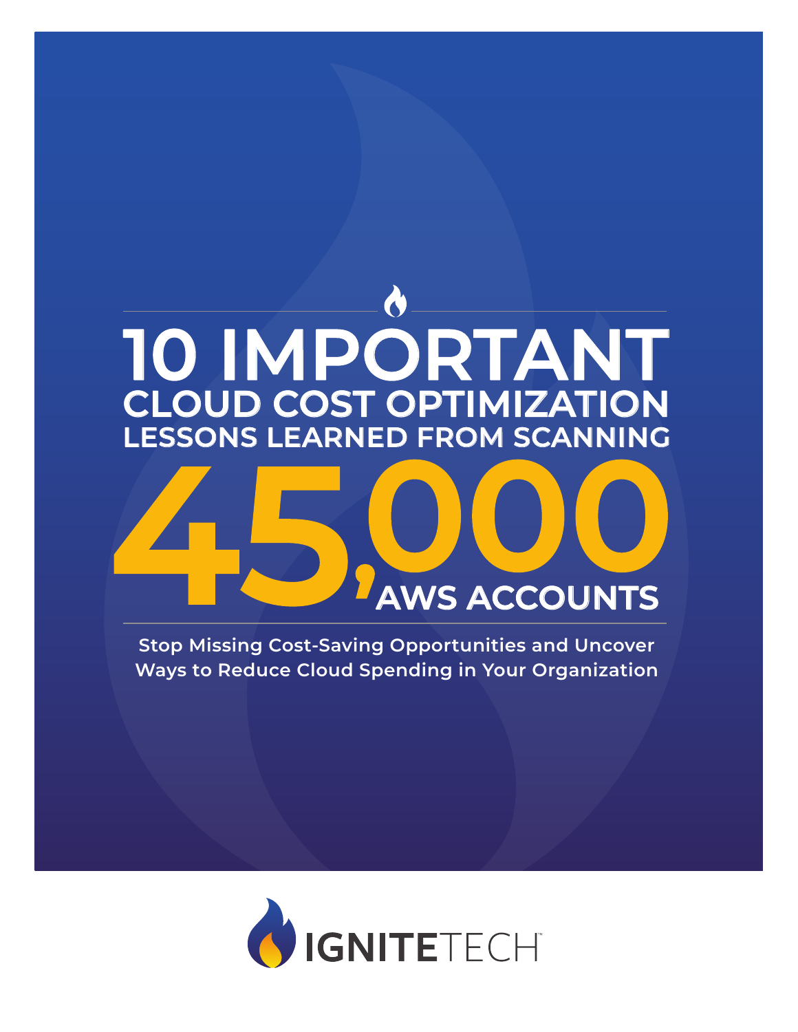# 10 IMPORTANT CLOUD COST OPTIMIZATION LESSONS LEARNED FROM SCANNING 45,000 AWS ACCOUNTS

**Stop Missing Cost-Saving Opportunities and Uncover Ways to Reduce Cloud Spending in Your Organization**

IGNITETECH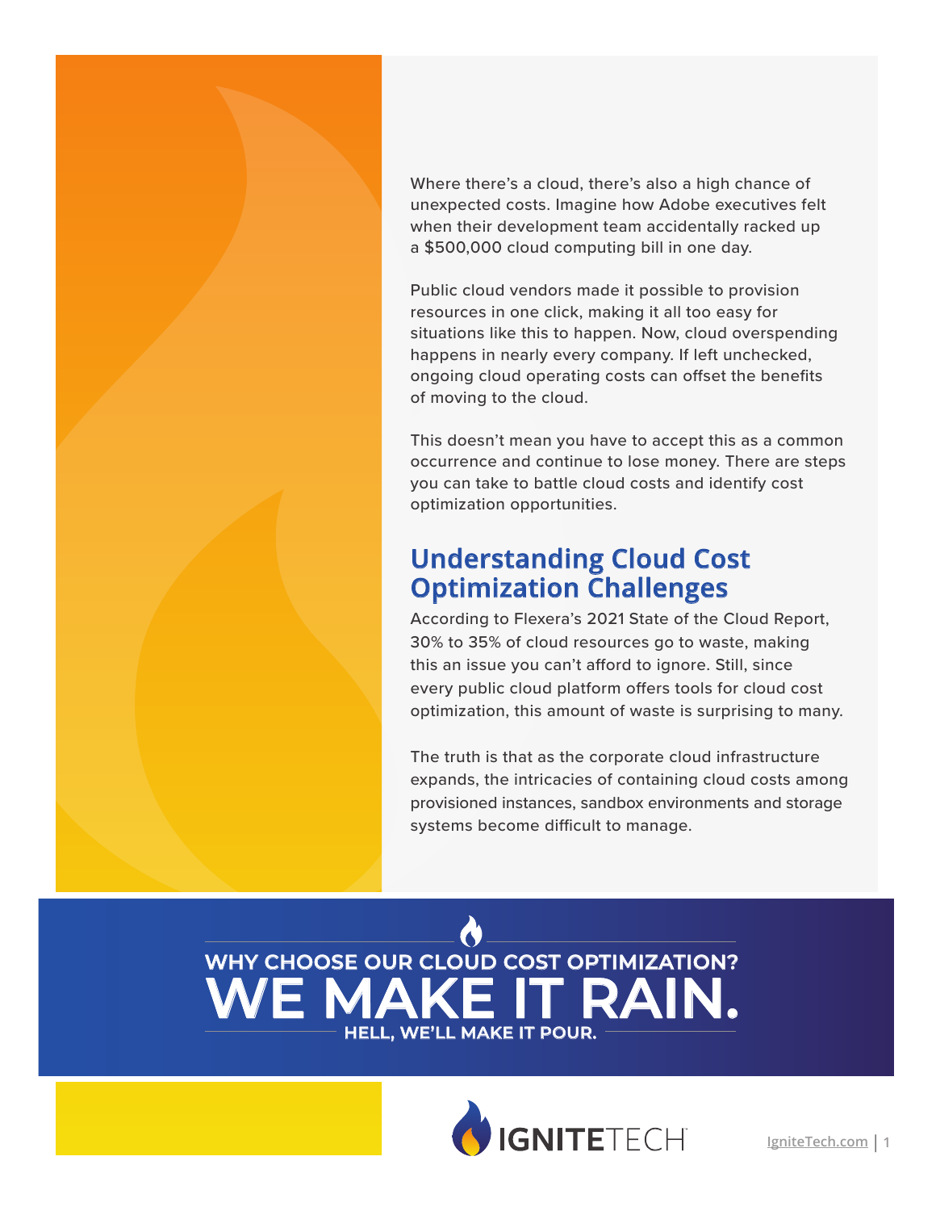Where there's a cloud, there's also a high chance of unexpected costs. Imagine how Adobe executives felt when their development team accidentally racked up a $500,000 cloud computing bill in one day.

Public cloud vendors made it possible to provision resources in one click, making it all too easy for situations like this to happen. Now, cloud overspending happens in nearly every company. If left unchecked, ongoing cloud operating costs can offset the benefits of moving to the cloud.

This doesn't mean you have to accept this as a common occurrence and continue to lose money. There are steps you can take to battle cloud costs and identify cost optimization opportunities.

## Understanding Cloud Cost Optimization Challenges

According to Flexera's 2021 State of the Cloud Report, 30% to 35% of cloud resources go to waste, making this an issue you can't afford to ignore. Still, since every public cloud platform offers tools for cloud cost optimization, this amount of waste is surprising to many.

The truth is that as the corporate cloud infrastructure expands, the intricacies of containing cloud costs among provisioned instances, sandbox environments and storage systems become difficult to manage.

**WHY CHOOSE OUR CLOUD COST OPTIMIZATION?**

**WE MAKE IT RAIN.**

**HELL, WE'LL MAKE IT POUR.**

IGNITETECH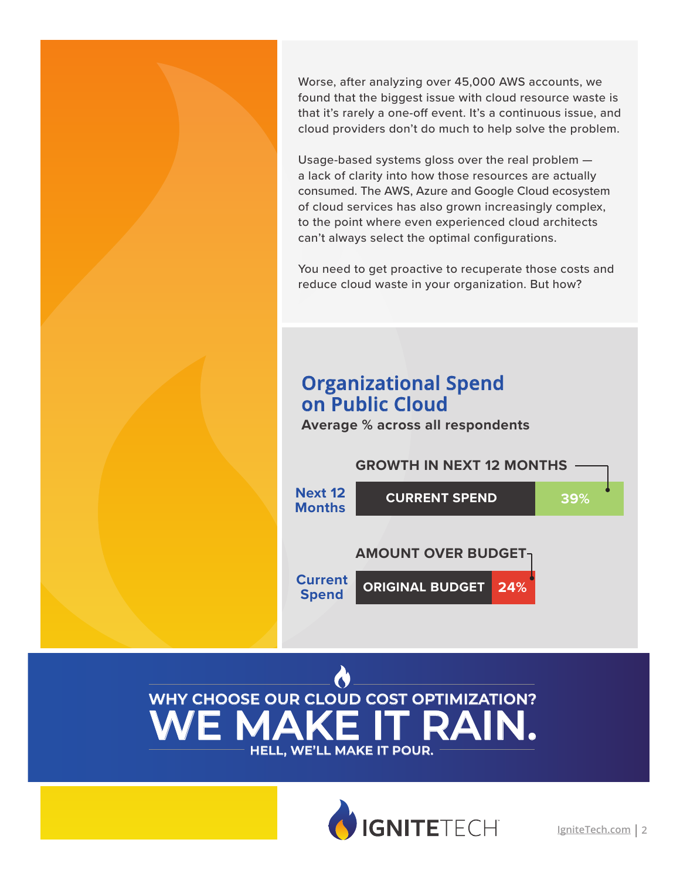Worse, after analyzing over 45,000 AWS accounts, we found that the biggest issue with cloud resource waste is that it's rarely a one-off event. It's a continuous issue, and cloud providers don't do much to help solve the problem.

Usage-based systems gloss over the real problem — a lack of clarity into how those resources are actually consumed. The AWS, Azure and Google Cloud ecosystem of cloud services has also grown increasingly complex, to the point where even experienced cloud architects can't always select the optimal configurations.

You need to get proactive to recuperate those costs and reduce cloud waste in your organization. But how?

## Organizational Spend on Public Cloud

**Average % across all respondents**

**GROWTH IN NEXT 12 MONTHS**

**Next 12 Months** — CURRENT SPEND | 39%

**AMOUNT OVER BUDGET**

**Current Spend** — ORIGINAL BUDGET | 24%

WHY CHOOSE OUR CLOUD COST OPTIMIZATION?

# WE MAKE IT RAIN.

HELL, WE'LL MAKE IT POUR.

IGNITETECH

IgniteTech.com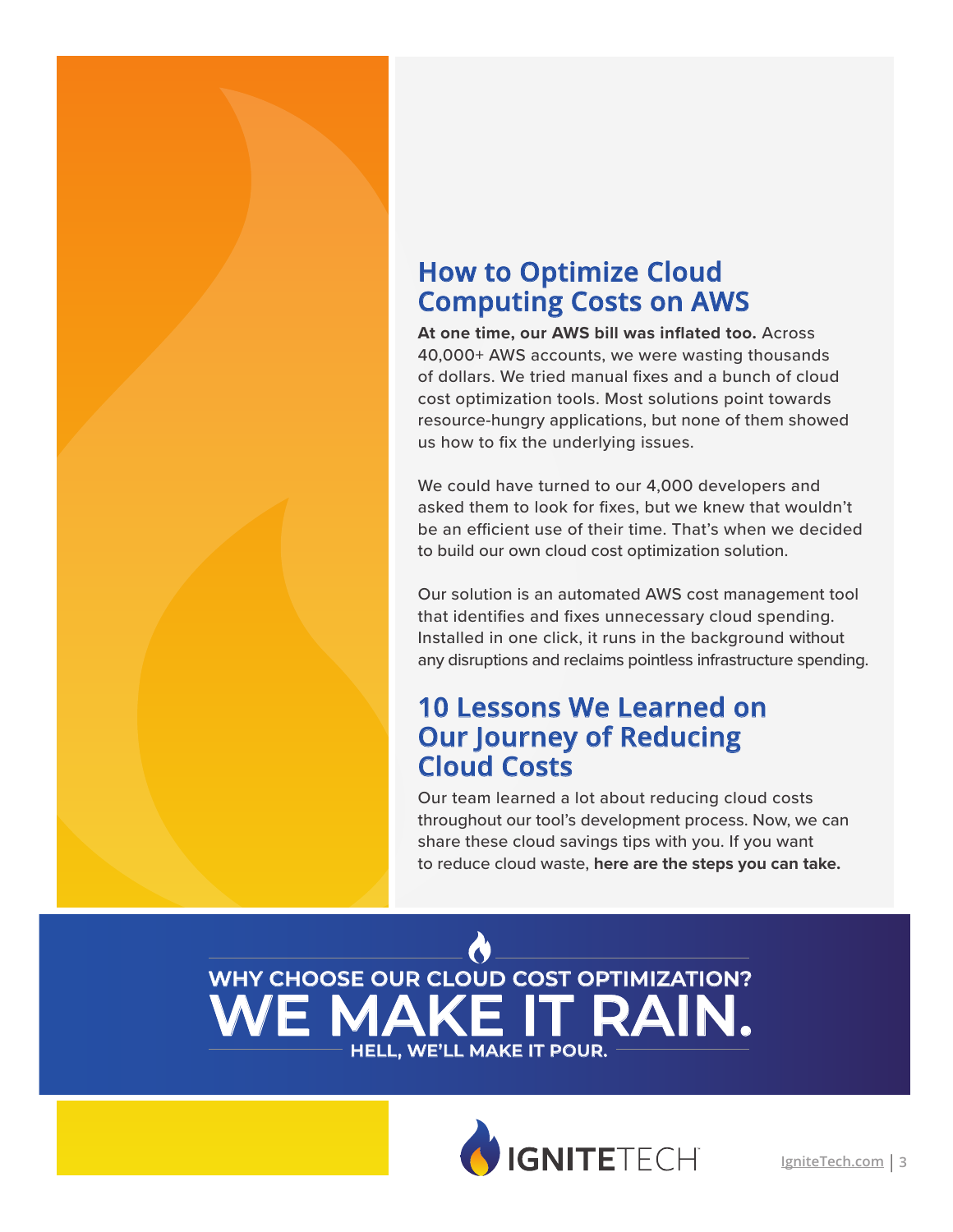## How to Optimize Cloud Computing Costs on AWS

**At one time, our AWS bill was inflated too.** Across 40,000+ AWS accounts, we were wasting thousands of dollars. We tried manual fixes and a bunch of cloud cost optimization tools. Most solutions point towards resource-hungry applications, but none of them showed us how to fix the underlying issues.

We could have turned to our 4,000 developers and asked them to look for fixes, but we knew that wouldn't be an efficient use of their time. That's when we decided to build our own cloud cost optimization solution.

Our solution is an automated AWS cost management tool that identifies and fixes unnecessary cloud spending. Installed in one click, it runs in the background without any disruptions and reclaims pointless infrastructure spending.

## 10 Lessons We Learned on Our Journey of Reducing Cloud Costs

Our team learned a lot about reducing cloud costs throughout our tool's development process. Now, we can share these cloud savings tips with you. If you want to reduce cloud waste, **here are the steps you can take.**

**WHY CHOOSE OUR CLOUD COST OPTIMIZATION?**

**WE MAKE IT RAIN.**

**HELL, WE'LL MAKE IT POUR.**

IGNITETECH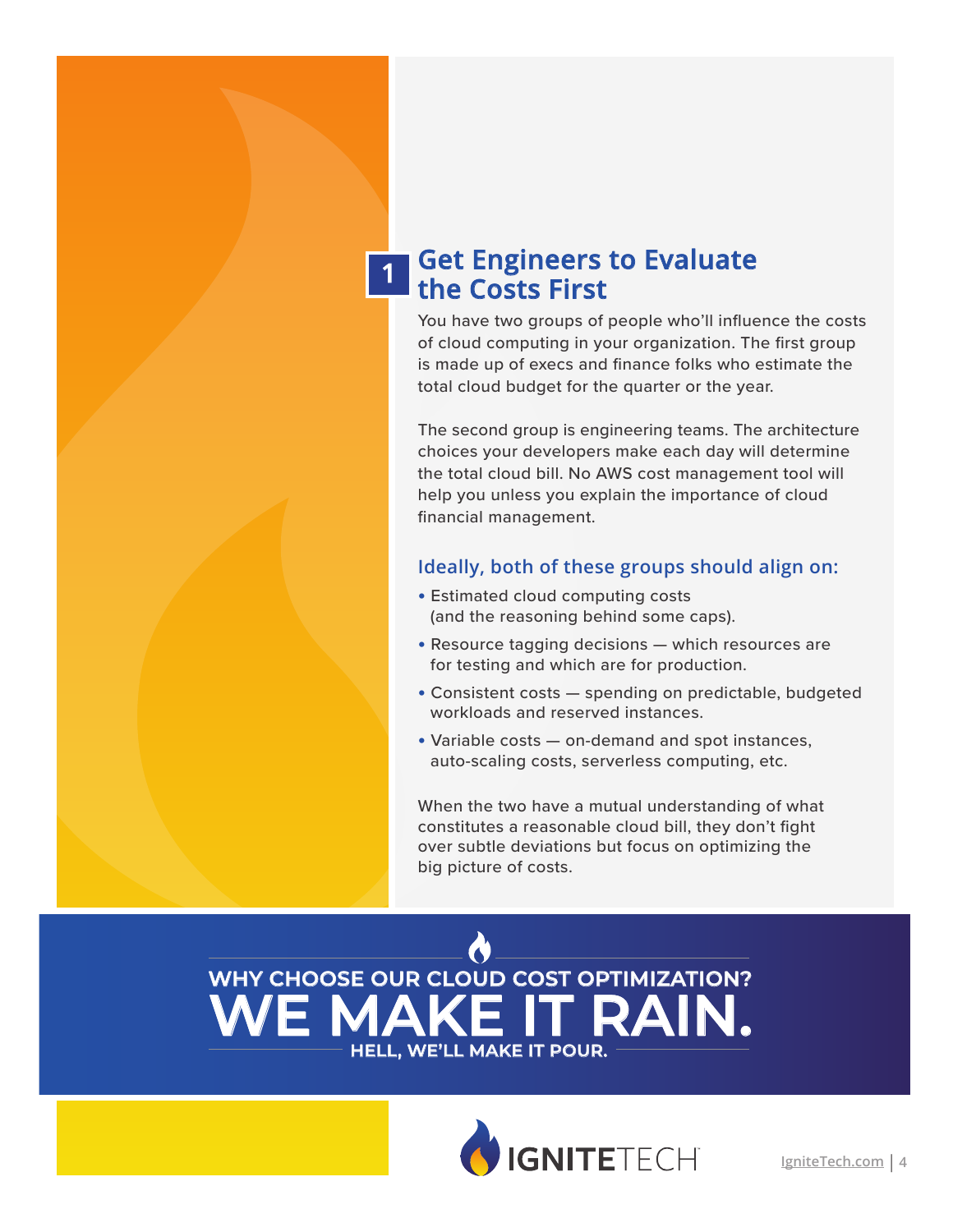## 1 Get Engineers to Evaluate the Costs First

You have two groups of people who'll influence the costs of cloud computing in your organization. The first group is made up of execs and finance folks who estimate the total cloud budget for the quarter or the year.

The second group is engineering teams. The architecture choices your developers make each day will determine the total cloud bill. No AWS cost management tool will help you unless you explain the importance of cloud financial management.

### Ideally, both of these groups should align on:

- Estimated cloud computing costs (and the reasoning behind some caps).
- Resource tagging decisions — which resources are for testing and which are for production.
- Consistent costs — spending on predictable, budgeted workloads and reserved instances.
- Variable costs — on-demand and spot instances, auto-scaling costs, serverless computing, etc.

When the two have a mutual understanding of what constitutes a reasonable cloud bill, they don't fight over subtle deviations but focus on optimizing the big picture of costs.

WHY CHOOSE OUR CLOUD COST OPTIMIZATION?

**WE MAKE IT RAIN.**

HELL, WE'LL MAKE IT POUR.

IGNITETECH

IgniteTech.com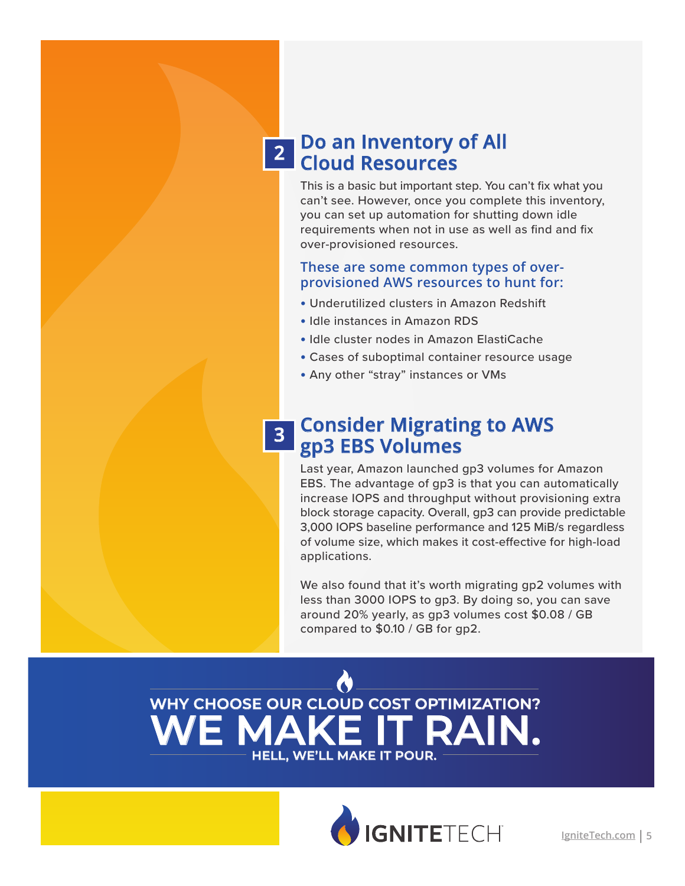## 2 Do an Inventory of All Cloud Resources

This is a basic but important step. You can't fix what you can't see. However, once you complete this inventory, you can set up automation for shutting down idle requirements when not in use as well as find and fix over-provisioned resources.

### These are some common types of over-provisioned AWS resources to hunt for:

- Underutilized clusters in Amazon Redshift
- Idle instances in Amazon RDS
- Idle cluster nodes in Amazon ElastiCache
- Cases of suboptimal container resource usage
- Any other "stray" instances or VMs

## 3 Consider Migrating to AWS gp3 EBS Volumes

Last year, Amazon launched gp3 volumes for Amazon EBS. The advantage of gp3 is that you can automatically increase IOPS and throughput without provisioning extra block storage capacity. Overall, gp3 can provide predictable 3,000 IOPS baseline performance and 125 MiB/s regardless of volume size, which makes it cost-effective for high-load applications.

We also found that it's worth migrating gp2 volumes with less than 3000 IOPS to gp3. By doing so, you can save around 20% yearly, as gp3 volumes cost $0.08 / GB compared to $0.10 / GB for gp2.

WHY CHOOSE OUR CLOUD COST OPTIMIZATION?

**WE MAKE IT RAIN.**

HELL, WE'LL MAKE IT POUR.

IGNITETECH

IgniteTech.com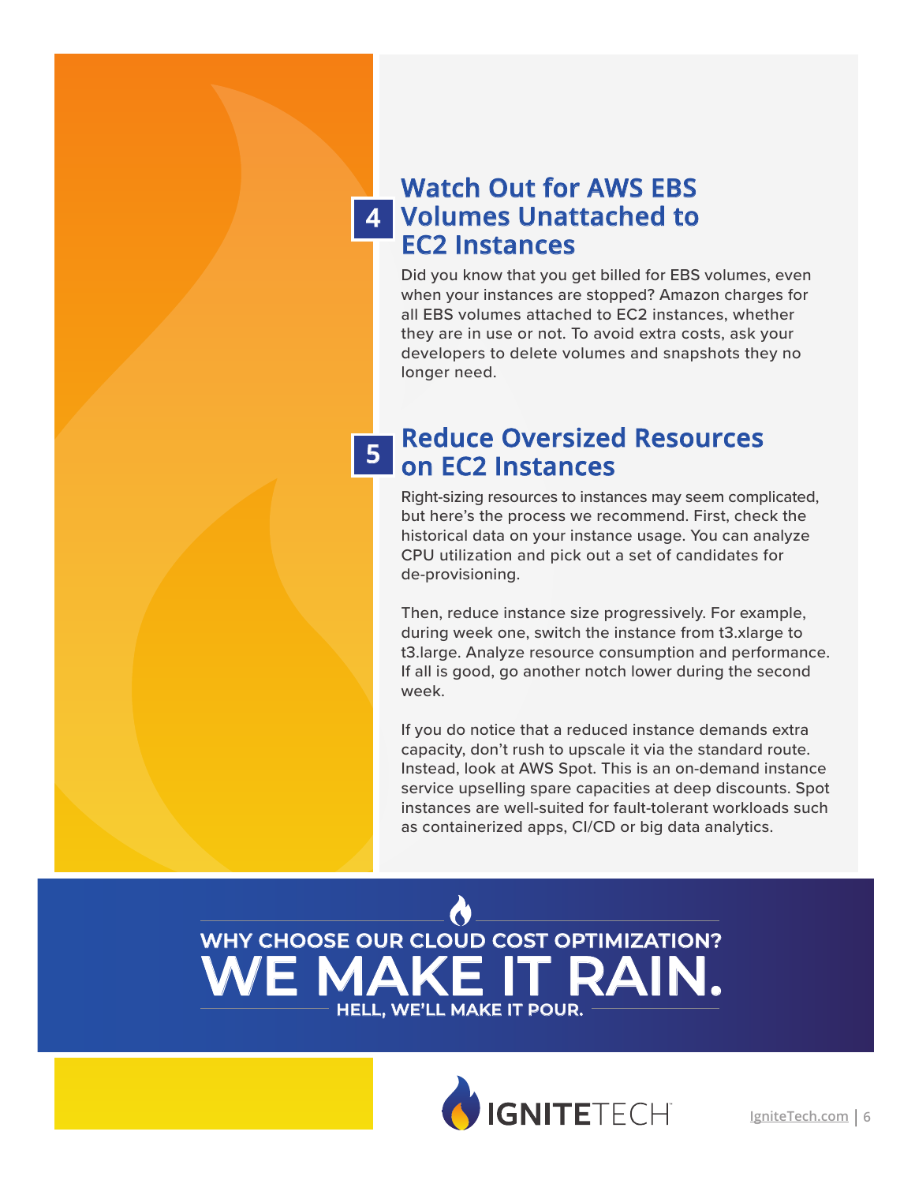## 4 Watch Out for AWS EBS Volumes Unattached to EC2 Instances

Did you know that you get billed for EBS volumes, even when your instances are stopped? Amazon charges for all EBS volumes attached to EC2 instances, whether they are in use or not. To avoid extra costs, ask your developers to delete volumes and snapshots they no longer need.

## 5 Reduce Oversized Resources on EC2 Instances

Right-sizing resources to instances may seem complicated, but here's the process we recommend. First, check the historical data on your instance usage. You can analyze CPU utilization and pick out a set of candidates for de-provisioning.

Then, reduce instance size progressively. For example, during week one, switch the instance from t3.xlarge to t3.large. Analyze resource consumption and performance. If all is good, go another notch lower during the second week.

If you do notice that a reduced instance demands extra capacity, don't rush to upscale it via the standard route. Instead, look at AWS Spot. This is an on-demand instance service upselling spare capacities at deep discounts. Spot instances are well-suited for fault-tolerant workloads such as containerized apps, CI/CD or big data analytics.

**WHY CHOOSE OUR CLOUD COST OPTIMIZATION?**

# WE MAKE IT RAIN.

**HELL, WE'LL MAKE IT POUR.**

IGNITETECH

IgniteTech.com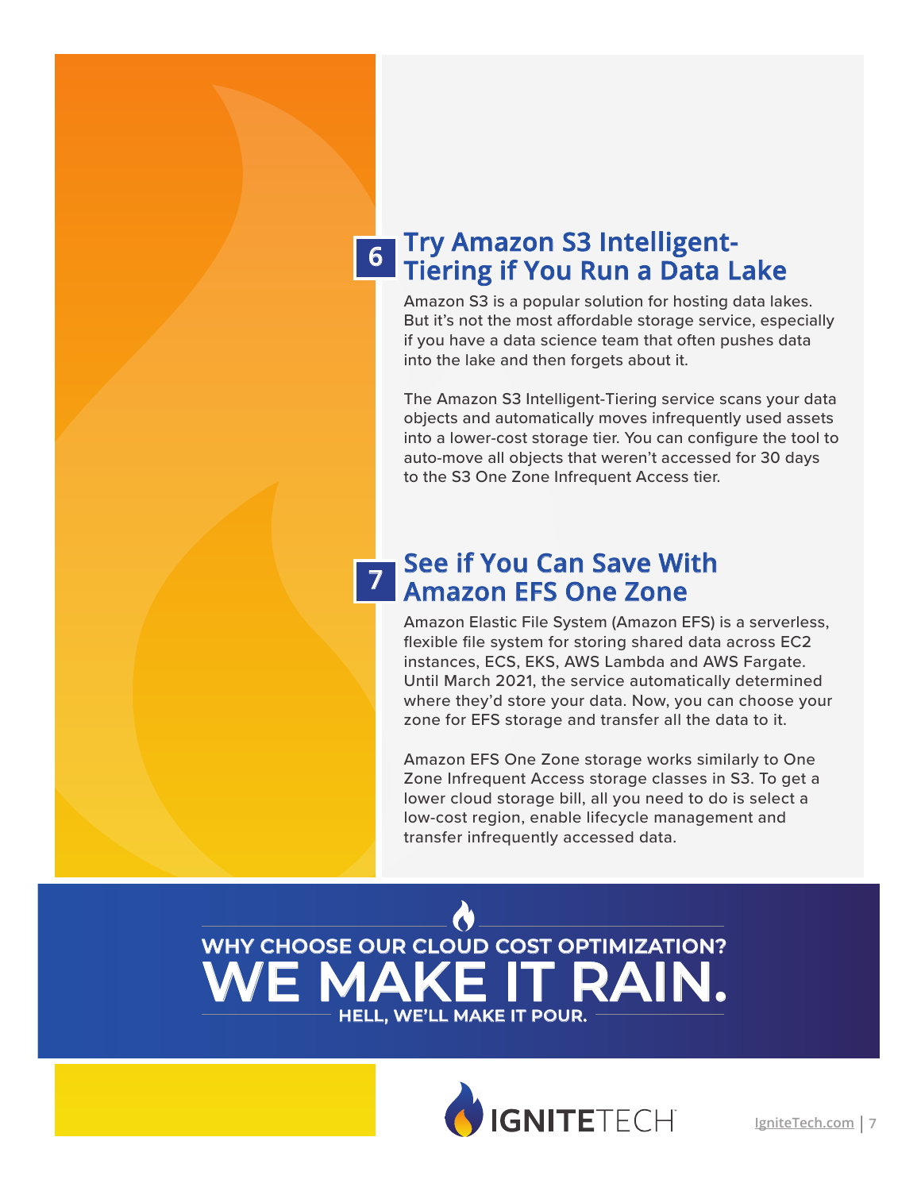## 6 Try Amazon S3 Intelligent-Tiering if You Run a Data Lake

Amazon S3 is a popular solution for hosting data lakes. But it's not the most affordable storage service, especially if you have a data science team that often pushes data into the lake and then forgets about it.

The Amazon S3 Intelligent-Tiering service scans your data objects and automatically moves infrequently used assets into a lower-cost storage tier. You can configure the tool to auto-move all objects that weren't accessed for 30 days to the S3 One Zone Infrequent Access tier.

## 7 See if You Can Save With Amazon EFS One Zone

Amazon Elastic File System (Amazon EFS) is a serverless, flexible file system for storing shared data across EC2 instances, ECS, EKS, AWS Lambda and AWS Fargate. Until March 2021, the service automatically determined where they'd store your data. Now, you can choose your zone for EFS storage and transfer all the data to it.

Amazon EFS One Zone storage works similarly to One Zone Infrequent Access storage classes in S3. To get a lower cloud storage bill, all you need to do is select a low-cost region, enable lifecycle management and transfer infrequently accessed data.

WHY CHOOSE OUR CLOUD COST OPTIMIZATION?

**WE MAKE IT RAIN.**

HELL, WE'LL MAKE IT POUR.

IGNITETECH

IgniteTech.com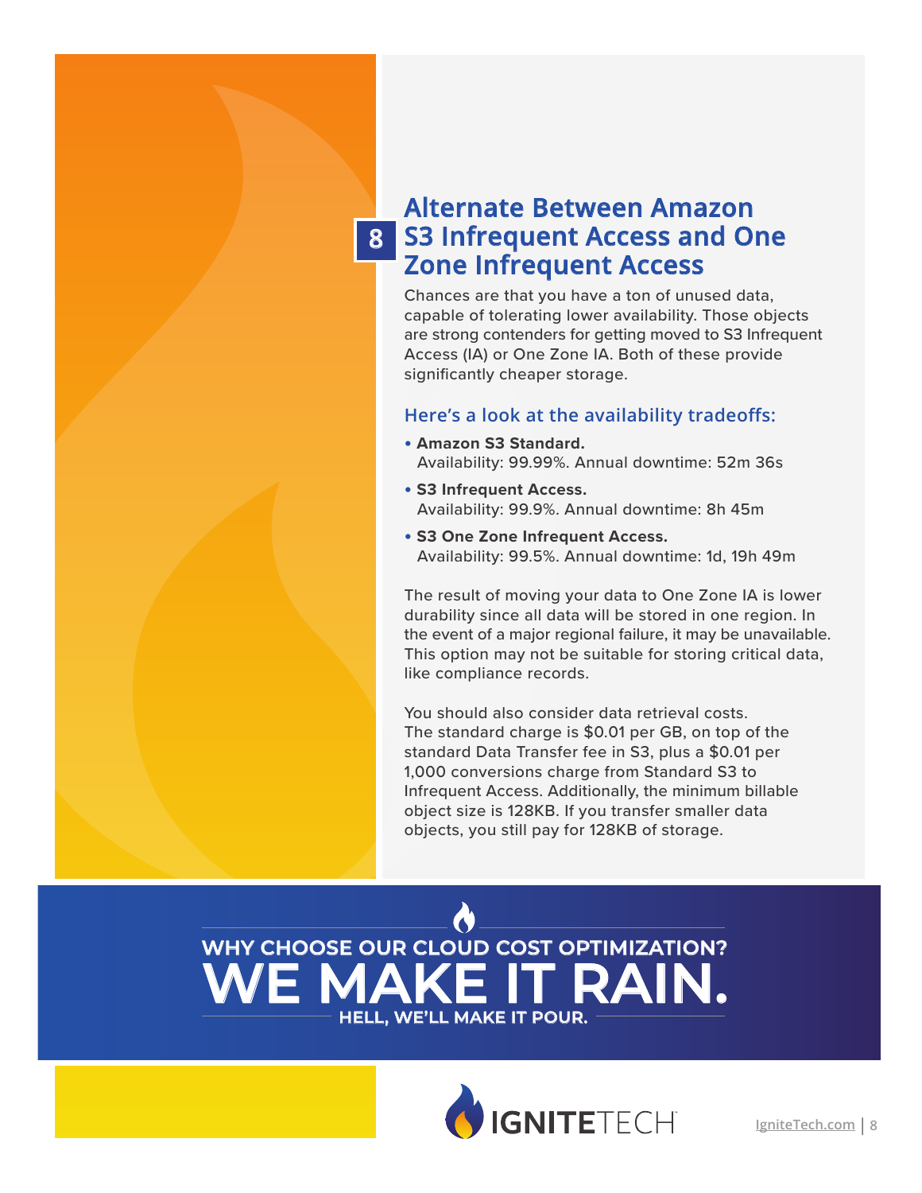## 8 Alternate Between Amazon S3 Infrequent Access and One Zone Infrequent Access

Chances are that you have a ton of unused data, capable of tolerating lower availability. Those objects are strong contenders for getting moved to S3 Infrequent Access (IA) or One Zone IA. Both of these provide significantly cheaper storage.

### Here's a look at the availability tradeoffs:

- **Amazon S3 Standard.**
  Availability: 99.99%. Annual downtime: 52m 36s
- **S3 Infrequent Access.**
  Availability: 99.9%. Annual downtime: 8h 45m
- **S3 One Zone Infrequent Access.**
  Availability: 99.5%. Annual downtime: 1d, 19h 49m

The result of moving your data to One Zone IA is lower durability since all data will be stored in one region. In the event of a major regional failure, it may be unavailable. This option may not be suitable for storing critical data, like compliance records.

You should also consider data retrieval costs. The standard charge is $0.01 per GB, on top of the standard Data Transfer fee in S3, plus a $0.01 per 1,000 conversions charge from Standard S3 to Infrequent Access. Additionally, the minimum billable object size is 128KB. If you transfer smaller data objects, you still pay for 128KB of storage.

WHY CHOOSE OUR CLOUD COST OPTIMIZATION?

**WE MAKE IT RAIN.**

HELL, WE'LL MAKE IT POUR.

IGNITETECH

IgniteTech.com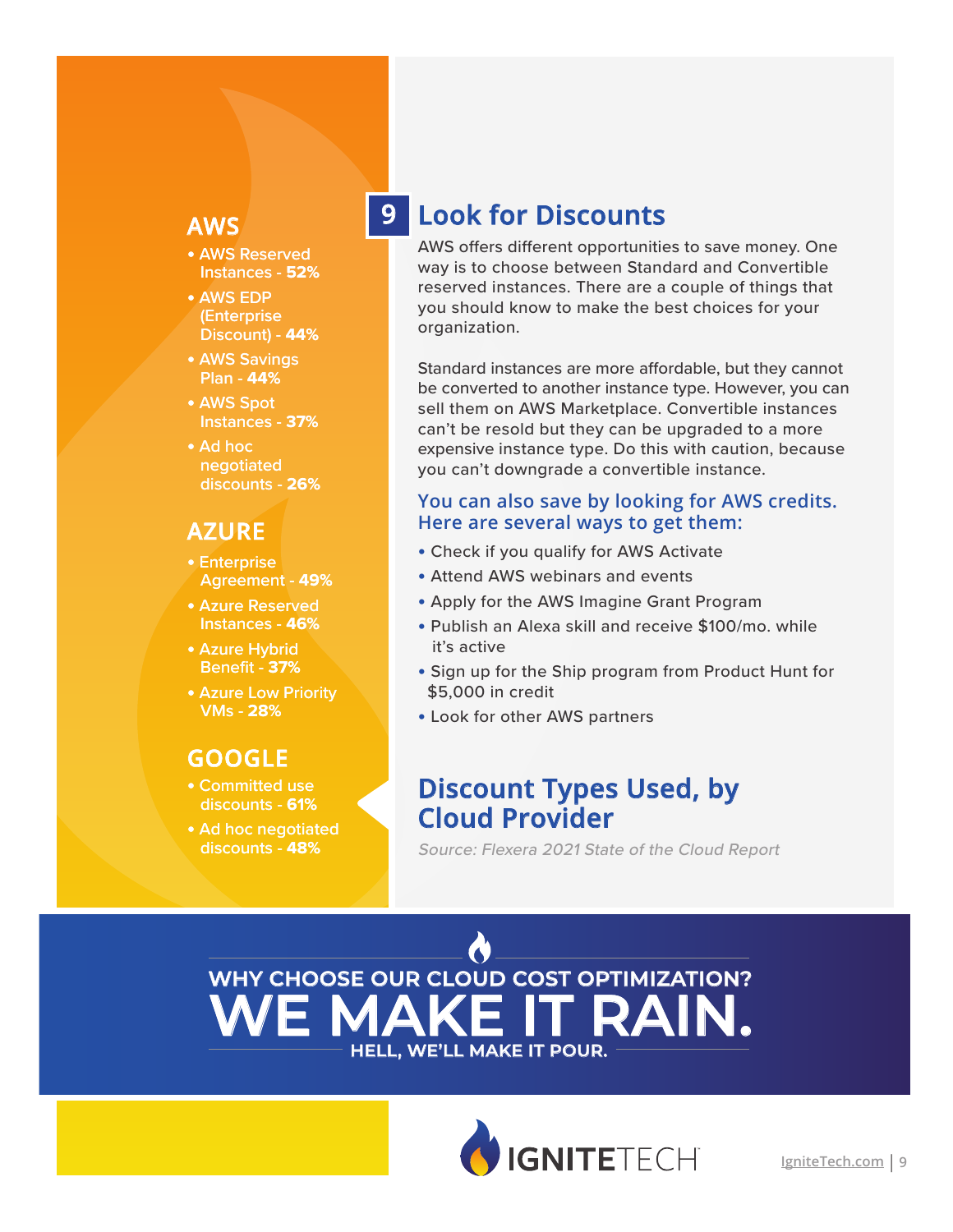## 9 Look for Discounts

AWS offers different opportunities to save money. One way is to choose between Standard and Convertible reserved instances. There are a couple of things that you should know to make the best choices for your organization.

Standard instances are more affordable, but they cannot be converted to another instance type. However, you can sell them on AWS Marketplace. Convertible instances can't be resold but they can be upgraded to a more expensive instance type. Do this with caution, because you can't downgrade a convertible instance.

### You can also save by looking for AWS credits. Here are several ways to get them:

- Check if you qualify for AWS Activate
- Attend AWS webinars and events
- Apply for the AWS Imagine Grant Program
- Publish an Alexa skill and receive $100/mo. while it's active
- Sign up for the Ship program from Product Hunt for $5,000 in credit
- Look for other AWS partners

## Discount Types Used, by Cloud Provider

*Source: Flexera 2021 State of the Cloud Report*

### AWS

- AWS Reserved Instances - **52%**
- AWS EDP (Enterprise Discount) - **44%**
- AWS Savings Plan - **44%**
- AWS Spot Instances - **37%**
- Ad hoc negotiated discounts - **26%**

### AZURE

- Enterprise Agreement - **49%**
- Azure Reserved Instances - **46%**
- Azure Hybrid Benefit - **37%**
- Azure Low Priority VMs - **28%**

### GOOGLE

- Committed use discounts - **61%**
- Ad hoc negotiated discounts - **48%**

WHY CHOOSE OUR CLOUD COST OPTIMIZATION?

**WE MAKE IT RAIN.**

HELL, WE'LL MAKE IT POUR.

IGNITETECH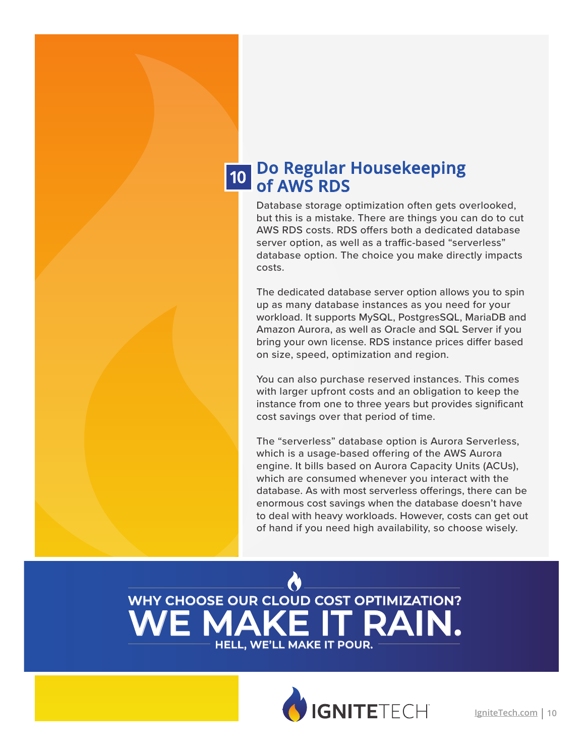## 10 Do Regular Housekeeping of AWS RDS

Database storage optimization often gets overlooked, but this is a mistake. There are things you can do to cut AWS RDS costs. RDS offers both a dedicated database server option, as well as a traffic-based "serverless" database option. The choice you make directly impacts costs.

The dedicated database server option allows you to spin up as many database instances as you need for your workload. It supports MySQL, PostgresSQL, MariaDB and Amazon Aurora, as well as Oracle and SQL Server if you bring your own license. RDS instance prices differ based on size, speed, optimization and region.

You can also purchase reserved instances. This comes with larger upfront costs and an obligation to keep the instance from one to three years but provides significant cost savings over that period of time.

The "serverless" database option is Aurora Serverless, which is a usage-based offering of the AWS Aurora engine. It bills based on Aurora Capacity Units (ACUs), which are consumed whenever you interact with the database. As with most serverless offerings, there can be enormous cost savings when the database doesn't have to deal with heavy workloads. However, costs can get out of hand if you need high availability, so choose wisely.

**WHY CHOOSE OUR CLOUD COST OPTIMIZATION?**

**WE MAKE IT RAIN.**

**HELL, WE'LL MAKE IT POUR.**

IGNITETECH

IgniteTech.com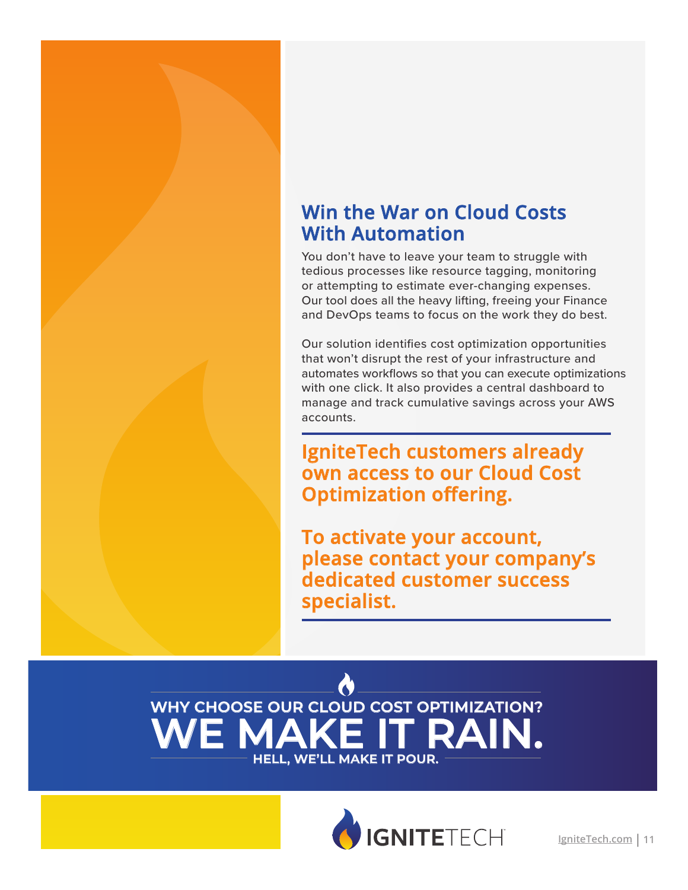## Win the War on Cloud Costs With Automation

You don't have to leave your team to struggle with tedious processes like resource tagging, monitoring or attempting to estimate ever-changing expenses. Our tool does all the heavy lifting, freeing your Finance and DevOps teams to focus on the work they do best.

Our solution identifies cost optimization opportunities that won't disrupt the rest of your infrastructure and automates workflows so that you can execute optimizations with one click. It also provides a central dashboard to manage and track cumulative savings across your AWS accounts.

**IgniteTech customers already own access to our Cloud Cost Optimization offering.**

**To activate your account, please contact your company's dedicated customer success specialist.**

WHY CHOOSE OUR CLOUD COST OPTIMIZATION?

# WE MAKE IT RAIN.

HELL, WE'LL MAKE IT POUR.

IGNITETECH

IgniteTech.com